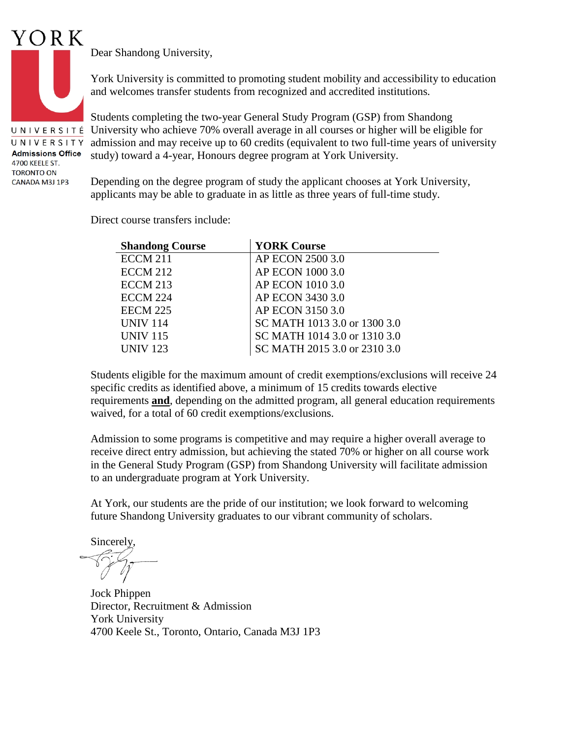YORK

UNIVERSITÉ
UNIVERSITY
**Admissions Office**
4700 KEELE ST.
TORONTO ON
CANADA M3J 1P3

Dear Shandong University,

York University is committed to promoting student mobility and accessibility to education and welcomes transfer students from recognized and accredited institutions.

Students completing the two-year General Study Program (GSP) from Shandong University who achieve 70% overall average in all courses or higher will be eligible for admission and may receive up to 60 credits (equivalent to two full-time years of university study) toward a 4-year, Honours degree program at York University.

Depending on the degree program of study the applicant chooses at York University, applicants may be able to graduate in as little as three years of full-time study.

Direct course transfers include:

| **Shandong Course** | **YORK Course** |
|---|---|
| ECCM 211 | AP ECON 2500 3.0 |
| ECCM 212 | AP ECON 1000 3.0 |
| ECCM 213 | AP ECON 1010 3.0 |
| ECCM 224 | AP ECON 3430 3.0 |
| EECM 225 | AP ECON 3150 3.0 |
| UNIV 114 | SC MATH 1013 3.0 or 1300 3.0 |
| UNIV 115 | SC MATH 1014 3.0 or 1310 3.0 |
| UNIV 123 | SC MATH 2015 3.0 or 2310 3.0 |

Students eligible for the maximum amount of credit exemptions/exclusions will receive 24 specific credits as identified above, a minimum of 15 credits towards elective requirements **and**, depending on the admitted program, all general education requirements waived, for a total of 60 credit exemptions/exclusions.

Admission to some programs is competitive and may require a higher overall average to receive direct entry admission, but achieving the stated 70% or higher on all course work in the General Study Program (GSP) from Shandong University will facilitate admission to an undergraduate program at York University.

At York, our students are the pride of our institution; we look forward to welcoming future Shandong University graduates to our vibrant community of scholars.

Sincerely,

Jock Phippen
Director, Recruitment & Admission
York University
4700 Keele St., Toronto, Ontario, Canada M3J 1P3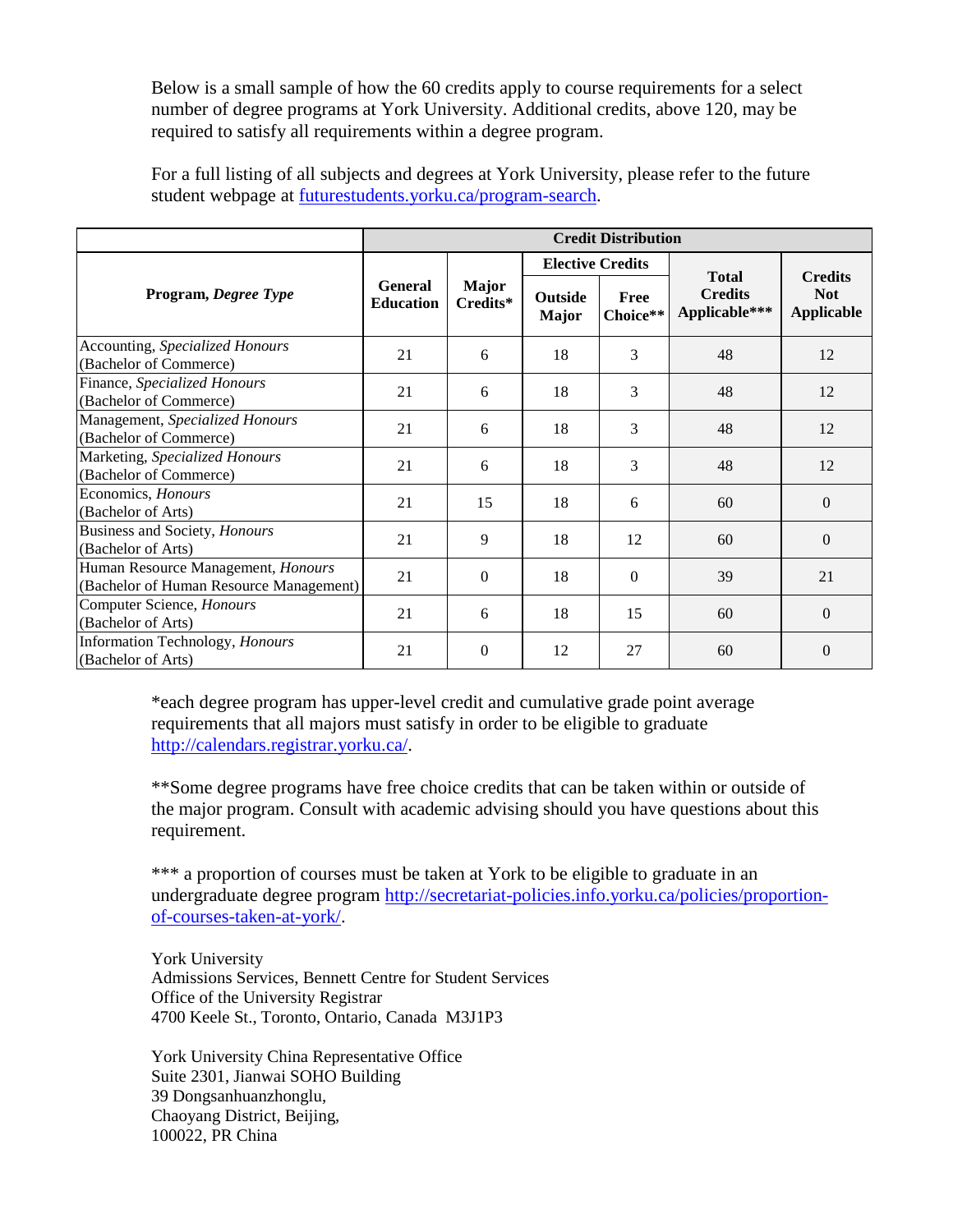Below is a small sample of how the 60 credits apply to course requirements for a select number of degree programs at York University. Additional credits, above 120, may be required to satisfy all requirements within a degree program.

For a full listing of all subjects and degrees at York University, please refer to the future student webpage at [futurestudents.yorku.ca/program-search](futurestudents.yorku.ca/program-search).

| | Credit Distribution | | | | | |
|---|---|---|---|---|---|---|
| **Program, *Degree Type*** | **General Education** | **Major Credits*** | **Elective Credits** | | **Total Credits Applicable***** | **Credits Not Applicable** |
| | | | **Outside Major** | **Free Choice**** | | |
| Accounting, *Specialized Honours* (Bachelor of Commerce) | 21 | 6 | 18 | 3 | 48 | 12 |
| Finance, *Specialized Honours* (Bachelor of Commerce) | 21 | 6 | 18 | 3 | 48 | 12 |
| Management, *Specialized Honours* (Bachelor of Commerce) | 21 | 6 | 18 | 3 | 48 | 12 |
| Marketing, *Specialized Honours* (Bachelor of Commerce) | 21 | 6 | 18 | 3 | 48 | 12 |
| Economics, *Honours* (Bachelor of Arts) | 21 | 15 | 18 | 6 | 60 | 0 |
| Business and Society, *Honours* (Bachelor of Arts) | 21 | 9 | 18 | 12 | 60 | 0 |
| Human Resource Management, *Honours* (Bachelor of Human Resource Management) | 21 | 0 | 18 | 0 | 39 | 21 |
| Computer Science, *Honours* (Bachelor of Arts) | 21 | 6 | 18 | 15 | 60 | 0 |
| Information Technology, *Honours* (Bachelor of Arts) | 21 | 0 | 12 | 27 | 60 | 0 |

*each degree program has upper-level credit and cumulative grade point average requirements that all majors must satisfy in order to be eligible to graduate [http://calendars.registrar.yorku.ca/](http://calendars.registrar.yorku.ca/).

**Some degree programs have free choice credits that can be taken within or outside of the major program. Consult with academic advising should you have questions about this requirement.

*** a proportion of courses must be taken at York to be eligible to graduate in an undergraduate degree program [http://secretariat-policies.info.yorku.ca/policies/proportion-of-courses-taken-at-york/](http://secretariat-policies.info.yorku.ca/policies/proportion-of-courses-taken-at-york/).

York University
Admissions Services, Bennett Centre for Student Services
Office of the University Registrar
4700 Keele St., Toronto, Ontario, Canada M3J1P3

York University China Representative Office
Suite 2301, Jianwai SOHO Building
39 Dongsanhuanzhonglu,
Chaoyang District, Beijing,
100022, PR China